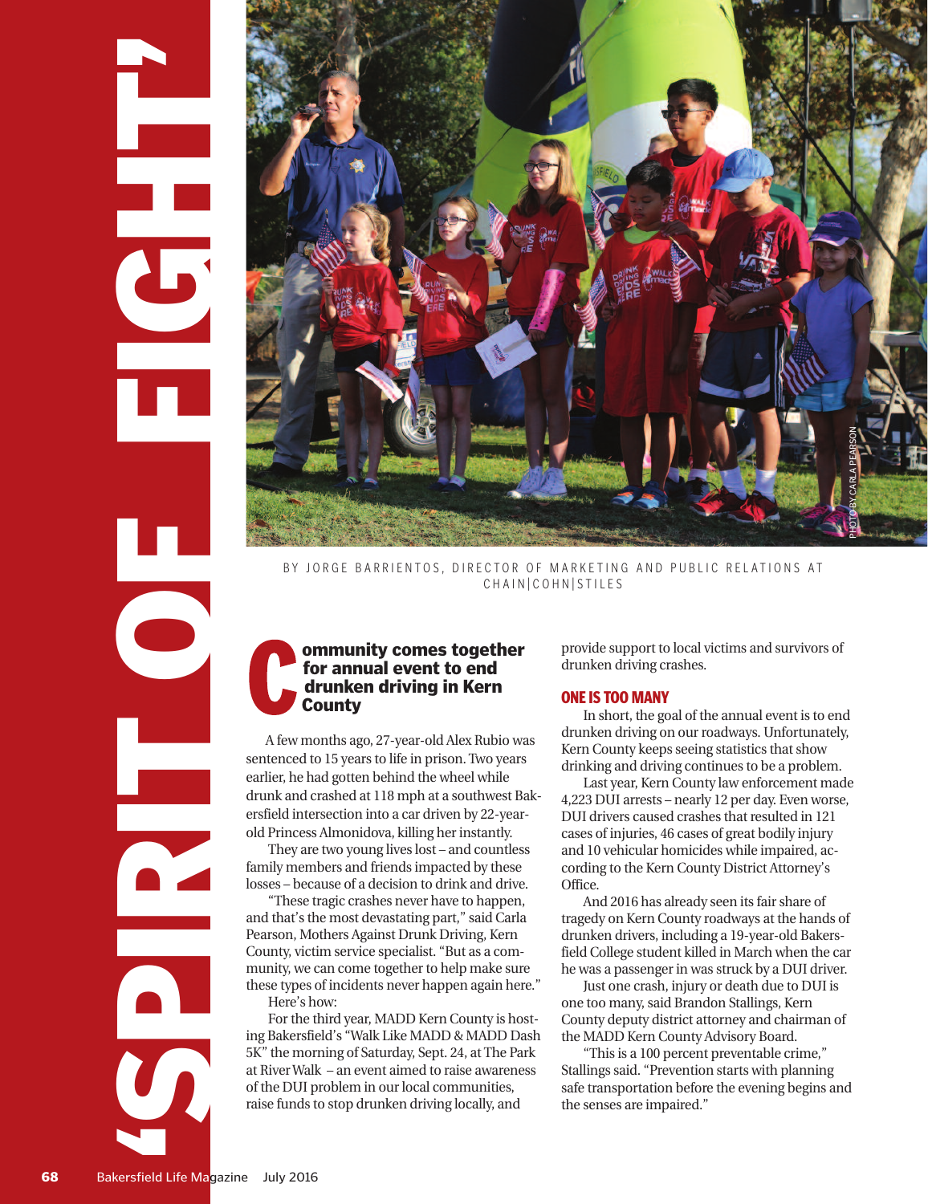# 'SPIRIT OF FIGHT'

PHOTO BY CARLA PEARSON

BY JORGE BARRIENTOS, DIRECTOR OF MARKETING AND PUBLIC RELATIONS AT CHAIN|COHN|STILES

## Community comes together for annual event to end drunken driving in Kern County

A few months ago, 27-year-old Alex Rubio was sentenced to 15 years to life in prison. Two years earlier, he had gotten behind the wheel while drunk and crashed at 118 mph at a southwest Bakersfield intersection into a car driven by 22-year-old Princess Almonidova, killing her instantly.

They are two young lives lost – and countless family members and friends impacted by these losses – because of a decision to drink and drive.

"These tragic crashes never have to happen, and that's the most devastating part," said Carla Pearson, Mothers Against Drunk Driving, Kern County, victim service specialist. "But as a community, we can come together to help make sure these types of incidents never happen again here."

Here's how:

For the third year, MADD Kern County is hosting Bakersfield's "Walk Like MADD & MADD Dash 5K" the morning of Saturday, Sept. 24, at The Park at River Walk – an event aimed to raise awareness of the DUI problem in our local communities, raise funds to stop drunken driving locally, and provide support to local victims and survivors of drunken driving crashes.

### ONE IS TOO MANY

In short, the goal of the annual event is to end drunken driving on our roadways. Unfortunately, Kern County keeps seeing statistics that show drinking and driving continues to be a problem.

Last year, Kern County law enforcement made 4,223 DUI arrests – nearly 12 per day. Even worse, DUI drivers caused crashes that resulted in 121 cases of injuries, 46 cases of great bodily injury and 10 vehicular homicides while impaired, according to the Kern County District Attorney's Office.

And 2016 has already seen its fair share of tragedy on Kern County roadways at the hands of drunken drivers, including a 19-year-old Bakersfield College student killed in March when the car he was a passenger in was struck by a DUI driver.

Just one crash, injury or death due to DUI is one too many, said Brandon Stallings, Kern County deputy district attorney and chairman of the MADD Kern County Advisory Board.

"This is a 100 percent preventable crime," Stallings said. "Prevention starts with planning safe transportation before the evening begins and the senses are impaired."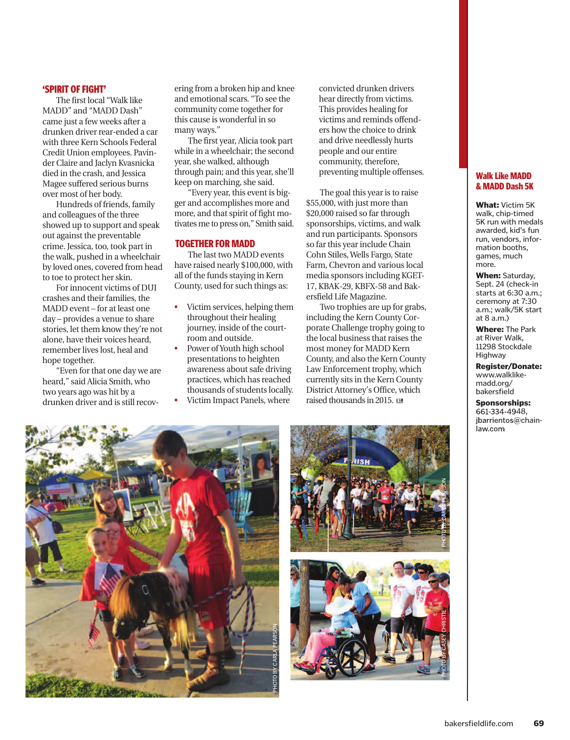## 'SPIRIT OF FIGHT'

The first local "Walk like MADD" and "MADD Dash" came just a few weeks after a drunken driver rear-ended a car with three Kern Schools Federal Credit Union employees. Pavinder Claire and Jaclyn Kvasnicka died in the crash, and Jessica Magee suffered serious burns over most of her body.

Hundreds of friends, family and colleagues of the three showed up to support and speak out against the preventable crime. Jessica, too, took part in the walk, pushed in a wheelchair by loved ones, covered from head to toe to protect her skin.

For innocent victims of DUI crashes and their families, the MADD event – for at least one day – provides a venue to share stories, let them know they're not alone, have their voices heard, remember lives lost, heal and hope together.

"Even for that one day we are heard," said Alicia Smith, who two years ago was hit by a drunken driver and is still recovering from a broken hip and knee and emotional scars. "To see the community come together for this cause is wonderful in so many ways."

The first year, Alicia took part while in a wheelchair; the second year, she walked, although through pain; and this year, she'll keep on marching, she said.

"Every year, this event is bigger and accomplishes more and more, and that spirit of fight motivates me to press on," Smith said.

## TOGETHER FOR MADD

The last two MADD events have raised nearly $100,000, with all of the funds staying in Kern County, used for such things as:

- Victim services, helping them throughout their healing journey, inside of the courtroom and outside.
- Power of Youth high school presentations to heighten awareness about safe driving practices, which has reached thousands of students locally.
- Victim Impact Panels, where convicted drunken drivers hear directly from victims. This provides healing for victims and reminds offenders how the choice to drink and drive needlessly hurts people and our entire community, therefore, preventing multiple offenses.

The goal this year is to raise $55,000, with just more than $20,000 raised so far through sponsorships, victims, and walk and run participants. Sponsors so far this year include Chain Cohn Stiles, Wells Fargo, State Farm, Chevron and various local media sponsors including KGET-17, KBAK-29, KBFX-58 and Bakersfield Life Magazine.

Two trophies are up for grabs, including the Kern County Corporate Challenge trophy going to the local business that raises the most money for MADD Kern County, and also the Kern County Law Enforcement trophy, which currently sits in the Kern County District Attorney's Office, which raised thousands in 2015.

### Walk Like MADD & MADD Dash 5K

**What:** Victim 5K walk, chip-timed 5K run with medals awarded, kid's fun run, vendors, information booths, games, much more.

**When:** Saturday, Sept. 24 (check-in starts at 6:30 a.m.; ceremony at 7:30 a.m.; walk/5K start at 8 a.m.)

**Where:** The Park at River Walk, 11298 Stockdale Highway

**Register/Donate:** www.walklikemadd.org/bakersfield

**Sponsorships:** 661-334-4948, jbarrientos@chainlaw.com

PHOTO BY CARLA PEARSON

PHOTO BY CARLA PEARSON

PHOTO BY CASEY CHRISTIE